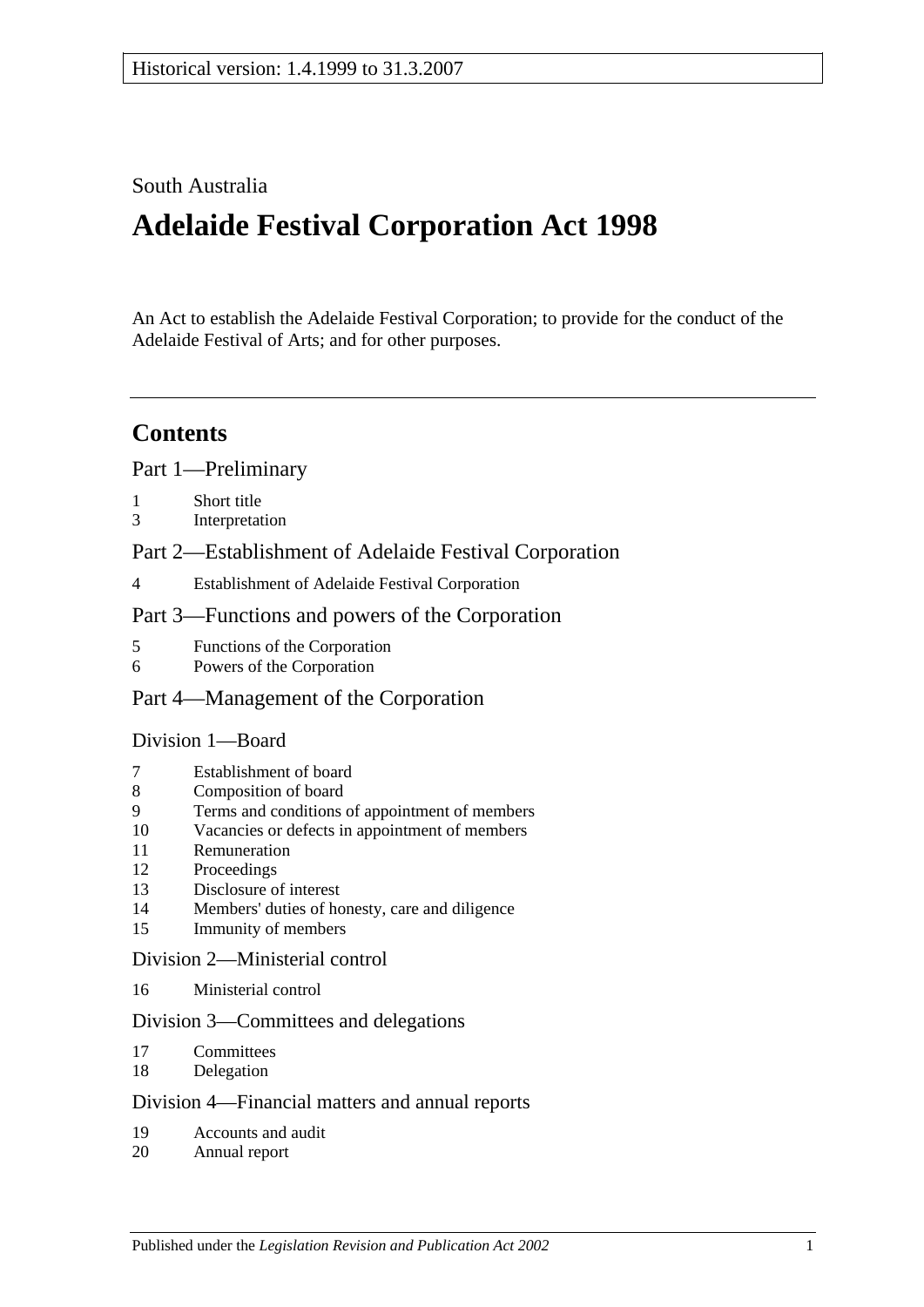Historical version: 1.4.1999 to 31.3.2007

South Australia

# Adelaide Festival Corporation Act 1998

An Act to establish the Adelaide Festival Corporation; to provide for the conduct of the Adelaide Festival of Arts; and for other purposes.

## Contents

Part 1—Preliminary

1 Short title
3 Interpretation

Part 2—Establishment of Adelaide Festival Corporation

4 Establishment of Adelaide Festival Corporation

Part 3—Functions and powers of the Corporation

5 Functions of the Corporation
6 Powers of the Corporation

Part 4—Management of the Corporation

Division 1—Board

7 Establishment of board
8 Composition of board
9 Terms and conditions of appointment of members
10 Vacancies or defects in appointment of members
11 Remuneration
12 Proceedings
13 Disclosure of interest
14 Members' duties of honesty, care and diligence
15 Immunity of members

Division 2—Ministerial control

16 Ministerial control

Division 3—Committees and delegations

17 Committees
18 Delegation

Division 4—Financial matters and annual reports

19 Accounts and audit
20 Annual report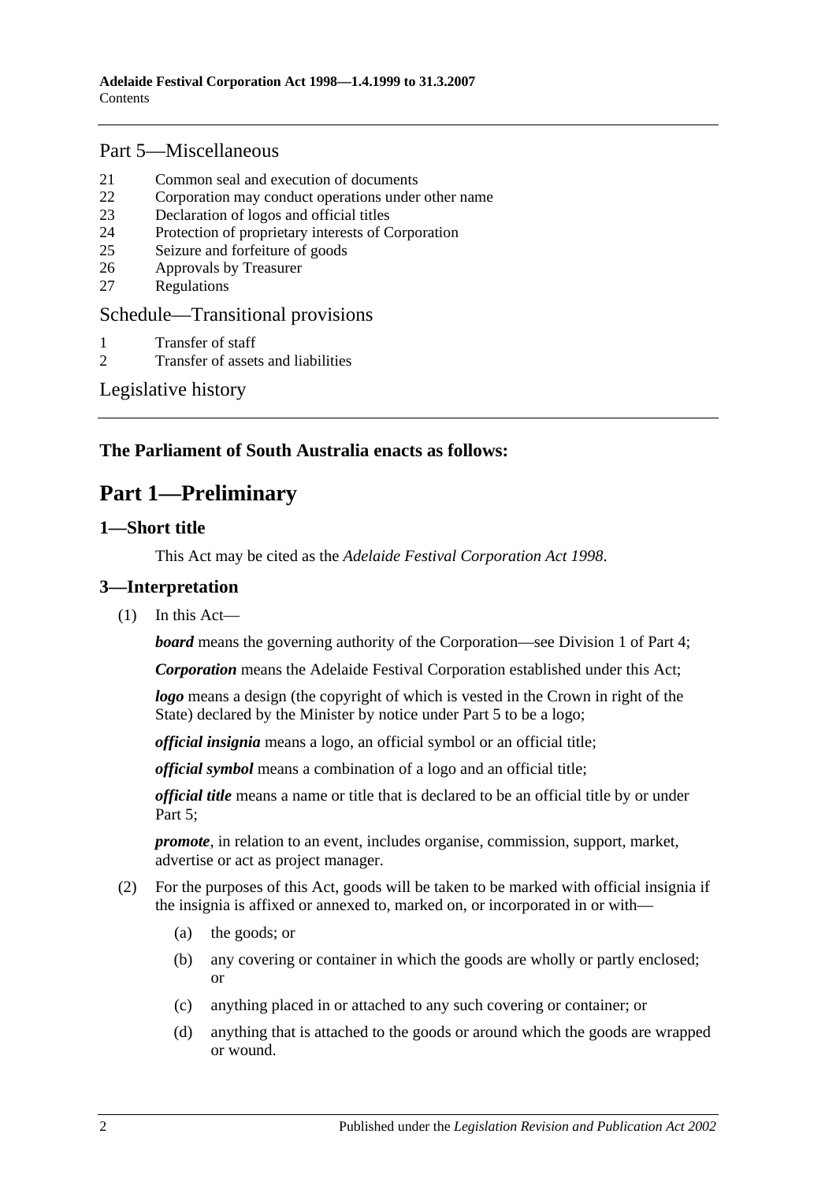## Part 5—Miscellaneous

21 Common seal and execution of documents
22 Corporation may conduct operations under other name
23 Declaration of logos and official titles
24 Protection of proprietary interests of Corporation
25 Seizure and forfeiture of goods
26 Approvals by Treasurer
27 Regulations

## Schedule—Transitional provisions

1 Transfer of staff
2 Transfer of assets and liabilities

## Legislative history

**The Parliament of South Australia enacts as follows:**

# Part 1—Preliminary

### 1—Short title

This Act may be cited as the *Adelaide Festival Corporation Act 1998*.

### 3—Interpretation

(1) In this Act—

***board*** means the governing authority of the Corporation—see Division 1 of Part 4;

***Corporation*** means the Adelaide Festival Corporation established under this Act;

***logo*** means a design (the copyright of which is vested in the Crown in right of the State) declared by the Minister by notice under Part 5 to be a logo;

***official insignia*** means a logo, an official symbol or an official title;

***official symbol*** means a combination of a logo and an official title;

***official title*** means a name or title that is declared to be an official title by or under Part 5;

***promote***, in relation to an event, includes organise, commission, support, market, advertise or act as project manager.

(2) For the purposes of this Act, goods will be taken to be marked with official insignia if the insignia is affixed or annexed to, marked on, or incorporated in or with—

(a) the goods; or

(b) any covering or container in which the goods are wholly or partly enclosed; or

(c) anything placed in or attached to any such covering or container; or

(d) anything that is attached to the goods or around which the goods are wrapped or wound.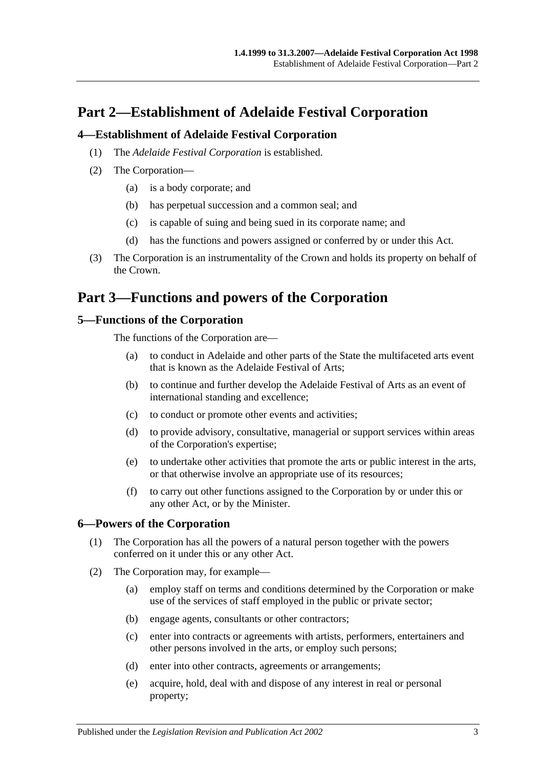# Part 2—Establishment of Adelaide Festival Corporation

## 4—Establishment of Adelaide Festival Corporation

(1) The *Adelaide Festival Corporation* is established.

(2) The Corporation—

(a) is a body corporate; and

(b) has perpetual succession and a common seal; and

(c) is capable of suing and being sued in its corporate name; and

(d) has the functions and powers assigned or conferred by or under this Act.

(3) The Corporation is an instrumentality of the Crown and holds its property on behalf of the Crown.

# Part 3—Functions and powers of the Corporation

## 5—Functions of the Corporation

The functions of the Corporation are—

(a) to conduct in Adelaide and other parts of the State the multifaceted arts event that is known as the Adelaide Festival of Arts;

(b) to continue and further develop the Adelaide Festival of Arts as an event of international standing and excellence;

(c) to conduct or promote other events and activities;

(d) to provide advisory, consultative, managerial or support services within areas of the Corporation's expertise;

(e) to undertake other activities that promote the arts or public interest in the arts, or that otherwise involve an appropriate use of its resources;

(f) to carry out other functions assigned to the Corporation by or under this or any other Act, or by the Minister.

## 6—Powers of the Corporation

(1) The Corporation has all the powers of a natural person together with the powers conferred on it under this or any other Act.

(2) The Corporation may, for example—

(a) employ staff on terms and conditions determined by the Corporation or make use of the services of staff employed in the public or private sector;

(b) engage agents, consultants or other contractors;

(c) enter into contracts or agreements with artists, performers, entertainers and other persons involved in the arts, or employ such persons;

(d) enter into other contracts, agreements or arrangements;

(e) acquire, hold, deal with and dispose of any interest in real or personal property;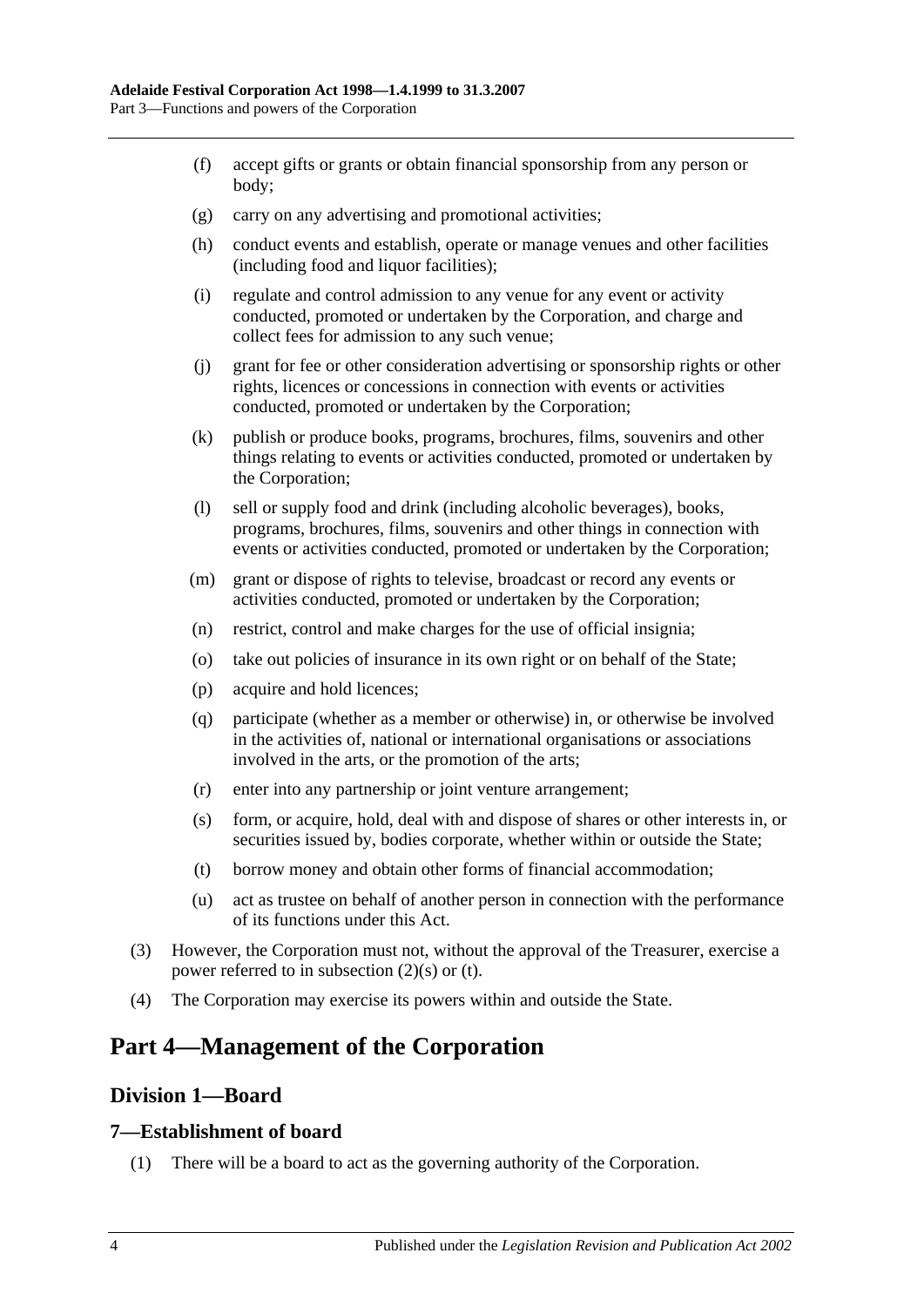(f) accept gifts or grants or obtain financial sponsorship from any person or body;

(g) carry on any advertising and promotional activities;

(h) conduct events and establish, operate or manage venues and other facilities (including food and liquor facilities);

(i) regulate and control admission to any venue for any event or activity conducted, promoted or undertaken by the Corporation, and charge and collect fees for admission to any such venue;

(j) grant for fee or other consideration advertising or sponsorship rights or other rights, licences or concessions in connection with events or activities conducted, promoted or undertaken by the Corporation;

(k) publish or produce books, programs, brochures, films, souvenirs and other things relating to events or activities conducted, promoted or undertaken by the Corporation;

(l) sell or supply food and drink (including alcoholic beverages), books, programs, brochures, films, souvenirs and other things in connection with events or activities conducted, promoted or undertaken by the Corporation;

(m) grant or dispose of rights to televise, broadcast or record any events or activities conducted, promoted or undertaken by the Corporation;

(n) restrict, control and make charges for the use of official insignia;

(o) take out policies of insurance in its own right or on behalf of the State;

(p) acquire and hold licences;

(q) participate (whether as a member or otherwise) in, or otherwise be involved in the activities of, national or international organisations or associations involved in the arts, or the promotion of the arts;

(r) enter into any partnership or joint venture arrangement;

(s) form, or acquire, hold, deal with and dispose of shares or other interests in, or securities issued by, bodies corporate, whether within or outside the State;

(t) borrow money and obtain other forms of financial accommodation;

(u) act as trustee on behalf of another person in connection with the performance of its functions under this Act.

(3) However, the Corporation must not, without the approval of the Treasurer, exercise a power referred to in subsection (2)(s) or (t).

(4) The Corporation may exercise its powers within and outside the State.

# Part 4—Management of the Corporation

## Division 1—Board

### 7—Establishment of board

(1) There will be a board to act as the governing authority of the Corporation.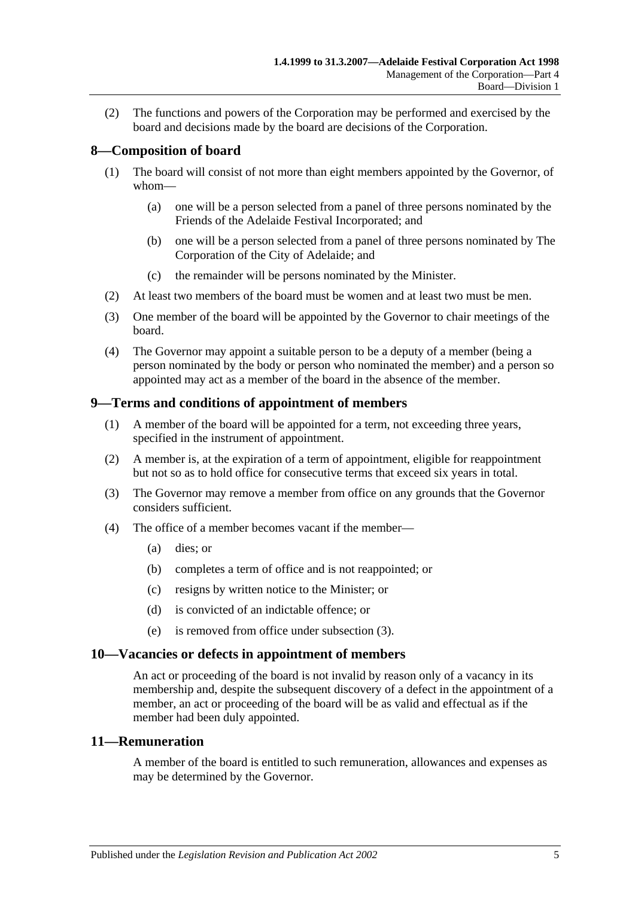(2) The functions and powers of the Corporation may be performed and exercised by the board and decisions made by the board are decisions of the Corporation.

## 8—Composition of board

(1) The board will consist of not more than eight members appointed by the Governor, of whom—

(a) one will be a person selected from a panel of three persons nominated by the Friends of the Adelaide Festival Incorporated; and

(b) one will be a person selected from a panel of three persons nominated by The Corporation of the City of Adelaide; and

(c) the remainder will be persons nominated by the Minister.

(2) At least two members of the board must be women and at least two must be men.

(3) One member of the board will be appointed by the Governor to chair meetings of the board.

(4) The Governor may appoint a suitable person to be a deputy of a member (being a person nominated by the body or person who nominated the member) and a person so appointed may act as a member of the board in the absence of the member.

## 9—Terms and conditions of appointment of members

(1) A member of the board will be appointed for a term, not exceeding three years, specified in the instrument of appointment.

(2) A member is, at the expiration of a term of appointment, eligible for reappointment but not so as to hold office for consecutive terms that exceed six years in total.

(3) The Governor may remove a member from office on any grounds that the Governor considers sufficient.

(4) The office of a member becomes vacant if the member—

(a) dies; or

(b) completes a term of office and is not reappointed; or

(c) resigns by written notice to the Minister; or

(d) is convicted of an indictable offence; or

(e) is removed from office under subsection (3).

## 10—Vacancies or defects in appointment of members

An act or proceeding of the board is not invalid by reason only of a vacancy in its membership and, despite the subsequent discovery of a defect in the appointment of a member, an act or proceeding of the board will be as valid and effectual as if the member had been duly appointed.

## 11—Remuneration

A member of the board is entitled to such remuneration, allowances and expenses as may be determined by the Governor.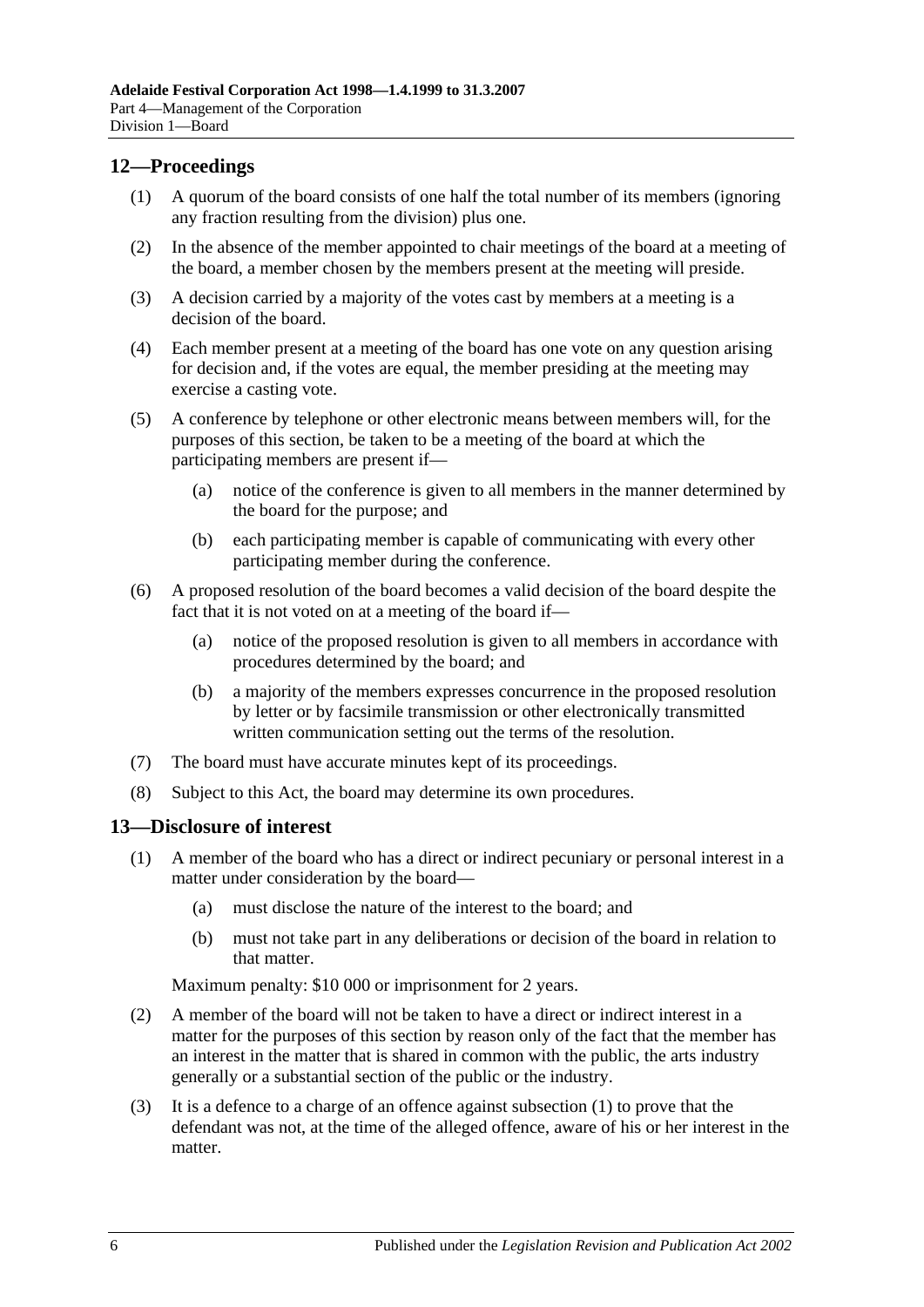## 12—Proceedings

(1) A quorum of the board consists of one half the total number of its members (ignoring any fraction resulting from the division) plus one.

(2) In the absence of the member appointed to chair meetings of the board at a meeting of the board, a member chosen by the members present at the meeting will preside.

(3) A decision carried by a majority of the votes cast by members at a meeting is a decision of the board.

(4) Each member present at a meeting of the board has one vote on any question arising for decision and, if the votes are equal, the member presiding at the meeting may exercise a casting vote.

(5) A conference by telephone or other electronic means between members will, for the purposes of this section, be taken to be a meeting of the board at which the participating members are present if—

(a) notice of the conference is given to all members in the manner determined by the board for the purpose; and

(b) each participating member is capable of communicating with every other participating member during the conference.

(6) A proposed resolution of the board becomes a valid decision of the board despite the fact that it is not voted on at a meeting of the board if—

(a) notice of the proposed resolution is given to all members in accordance with procedures determined by the board; and

(b) a majority of the members expresses concurrence in the proposed resolution by letter or by facsimile transmission or other electronically transmitted written communication setting out the terms of the resolution.

(7) The board must have accurate minutes kept of its proceedings.

(8) Subject to this Act, the board may determine its own procedures.

## 13—Disclosure of interest

(1) A member of the board who has a direct or indirect pecuniary or personal interest in a matter under consideration by the board—

(a) must disclose the nature of the interest to the board; and

(b) must not take part in any deliberations or decision of the board in relation to that matter.

Maximum penalty: $10 000 or imprisonment for 2 years.

(2) A member of the board will not be taken to have a direct or indirect interest in a matter for the purposes of this section by reason only of the fact that the member has an interest in the matter that is shared in common with the public, the arts industry generally or a substantial section of the public or the industry.

(3) It is a defence to a charge of an offence against subsection (1) to prove that the defendant was not, at the time of the alleged offence, aware of his or her interest in the matter.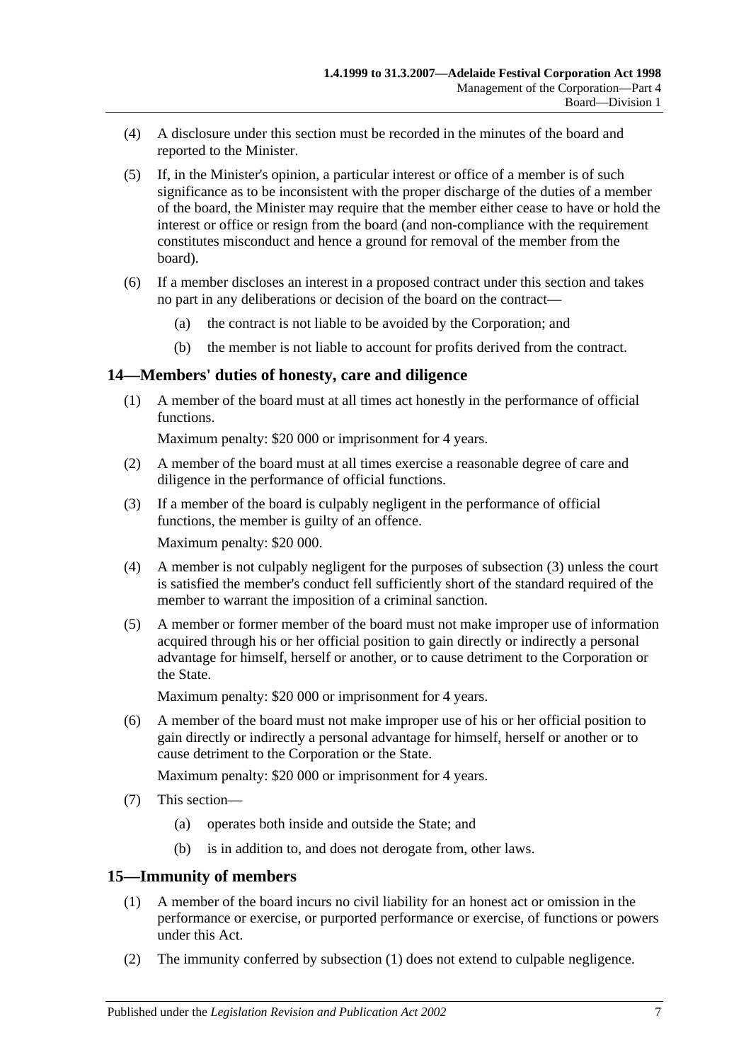(4) A disclosure under this section must be recorded in the minutes of the board and reported to the Minister.

(5) If, in the Minister's opinion, a particular interest or office of a member is of such significance as to be inconsistent with the proper discharge of the duties of a member of the board, the Minister may require that the member either cease to have or hold the interest or office or resign from the board (and non-compliance with the requirement constitutes misconduct and hence a ground for removal of the member from the board).

(6) If a member discloses an interest in a proposed contract under this section and takes no part in any deliberations or decision of the board on the contract—

(a) the contract is not liable to be avoided by the Corporation; and

(b) the member is not liable to account for profits derived from the contract.

## 14—Members' duties of honesty, care and diligence

(1) A member of the board must at all times act honestly in the performance of official functions.

Maximum penalty: $20 000 or imprisonment for 4 years.

(2) A member of the board must at all times exercise a reasonable degree of care and diligence in the performance of official functions.

(3) If a member of the board is culpably negligent in the performance of official functions, the member is guilty of an offence.

Maximum penalty: $20 000.

(4) A member is not culpably negligent for the purposes of subsection (3) unless the court is satisfied the member's conduct fell sufficiently short of the standard required of the member to warrant the imposition of a criminal sanction.

(5) A member or former member of the board must not make improper use of information acquired through his or her official position to gain directly or indirectly a personal advantage for himself, herself or another, or to cause detriment to the Corporation or the State.

Maximum penalty: $20 000 or imprisonment for 4 years.

(6) A member of the board must not make improper use of his or her official position to gain directly or indirectly a personal advantage for himself, herself or another or to cause detriment to the Corporation or the State.

Maximum penalty: $20 000 or imprisonment for 4 years.

(7) This section—

(a) operates both inside and outside the State; and

(b) is in addition to, and does not derogate from, other laws.

## 15—Immunity of members

(1) A member of the board incurs no civil liability for an honest act or omission in the performance or exercise, or purported performance or exercise, of functions or powers under this Act.

(2) The immunity conferred by subsection (1) does not extend to culpable negligence.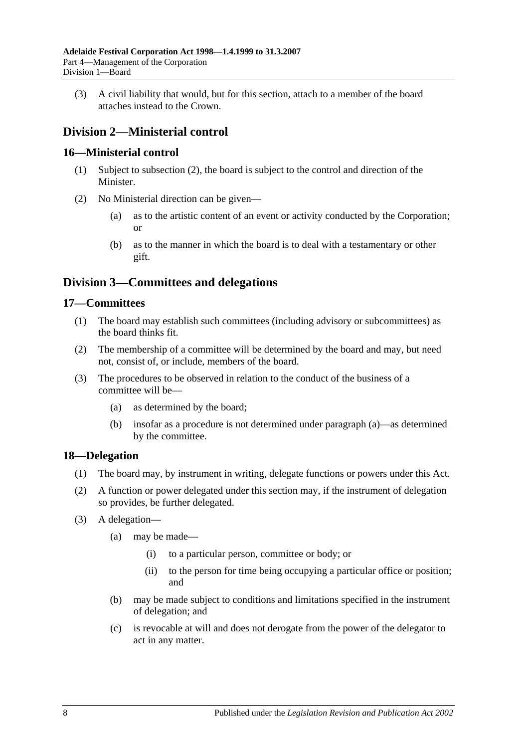(3) A civil liability that would, but for this section, attach to a member of the board attaches instead to the Crown.

## Division 2—Ministerial control

### 16—Ministerial control

(1) Subject to subsection (2), the board is subject to the control and direction of the Minister.

(2) No Ministerial direction can be given—

(a) as to the artistic content of an event or activity conducted by the Corporation; or

(b) as to the manner in which the board is to deal with a testamentary or other gift.

## Division 3—Committees and delegations

### 17—Committees

(1) The board may establish such committees (including advisory or subcommittees) as the board thinks fit.

(2) The membership of a committee will be determined by the board and may, but need not, consist of, or include, members of the board.

(3) The procedures to be observed in relation to the conduct of the business of a committee will be—

(a) as determined by the board;

(b) insofar as a procedure is not determined under paragraph (a)—as determined by the committee.

### 18—Delegation

(1) The board may, by instrument in writing, delegate functions or powers under this Act.

(2) A function or power delegated under this section may, if the instrument of delegation so provides, be further delegated.

(3) A delegation—

(a) may be made—

(i) to a particular person, committee or body; or

(ii) to the person for time being occupying a particular office or position; and

(b) may be made subject to conditions and limitations specified in the instrument of delegation; and

(c) is revocable at will and does not derogate from the power of the delegator to act in any matter.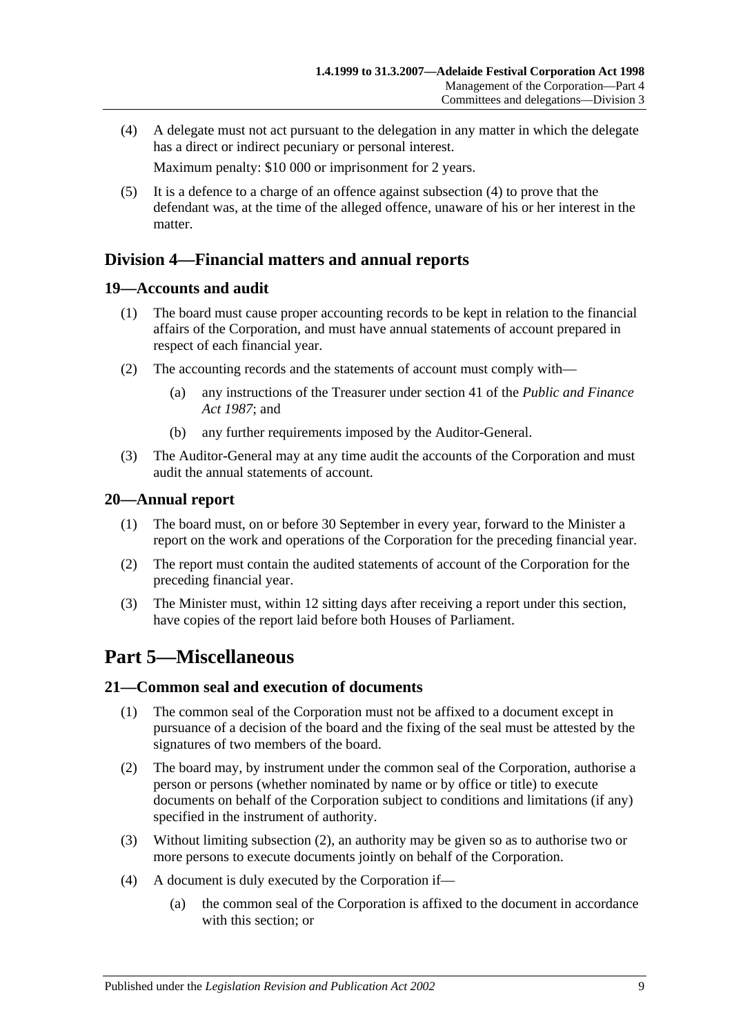(4) A delegate must not act pursuant to the delegation in any matter in which the delegate has a direct or indirect pecuniary or personal interest.

Maximum penalty: $10 000 or imprisonment for 2 years.

(5) It is a defence to a charge of an offence against subsection (4) to prove that the defendant was, at the time of the alleged offence, unaware of his or her interest in the matter.

## Division 4—Financial matters and annual reports

### 19—Accounts and audit

(1) The board must cause proper accounting records to be kept in relation to the financial affairs of the Corporation, and must have annual statements of account prepared in respect of each financial year.

(2) The accounting records and the statements of account must comply with—

- (a) any instructions of the Treasurer under section 41 of the *Public and Finance Act 1987*; and
- (b) any further requirements imposed by the Auditor-General.

(3) The Auditor-General may at any time audit the accounts of the Corporation and must audit the annual statements of account.

### 20—Annual report

(1) The board must, on or before 30 September in every year, forward to the Minister a report on the work and operations of the Corporation for the preceding financial year.

(2) The report must contain the audited statements of account of the Corporation for the preceding financial year.

(3) The Minister must, within 12 sitting days after receiving a report under this section, have copies of the report laid before both Houses of Parliament.

# Part 5—Miscellaneous

### 21—Common seal and execution of documents

(1) The common seal of the Corporation must not be affixed to a document except in pursuance of a decision of the board and the fixing of the seal must be attested by the signatures of two members of the board.

(2) The board may, by instrument under the common seal of the Corporation, authorise a person or persons (whether nominated by name or by office or title) to execute documents on behalf of the Corporation subject to conditions and limitations (if any) specified in the instrument of authority.

(3) Without limiting subsection (2), an authority may be given so as to authorise two or more persons to execute documents jointly on behalf of the Corporation.

(4) A document is duly executed by the Corporation if—

- (a) the common seal of the Corporation is affixed to the document in accordance with this section; or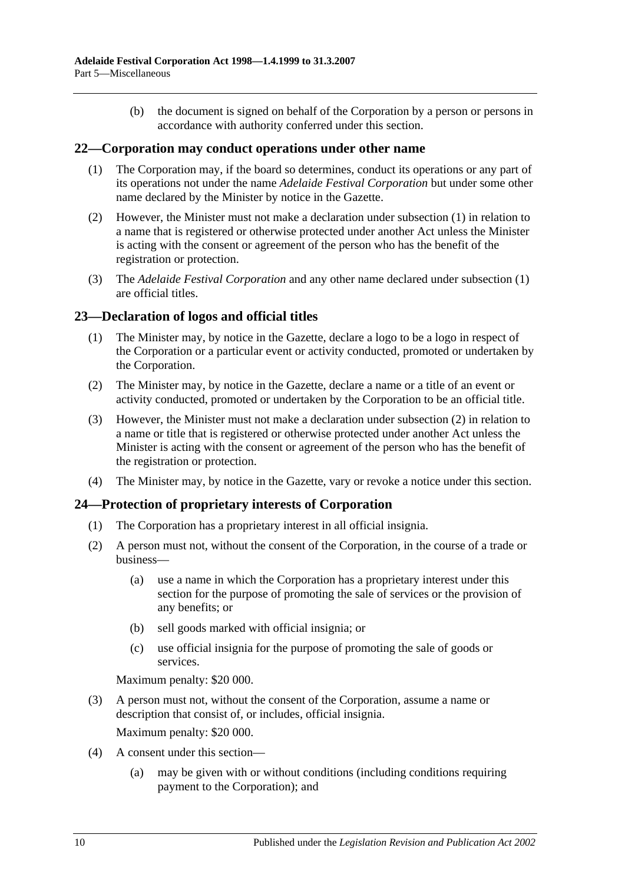(b) the document is signed on behalf of the Corporation by a person or persons in accordance with authority conferred under this section.

## 22—Corporation may conduct operations under other name

(1) The Corporation may, if the board so determines, conduct its operations or any part of its operations not under the name *Adelaide Festival Corporation* but under some other name declared by the Minister by notice in the Gazette.

(2) However, the Minister must not make a declaration under subsection (1) in relation to a name that is registered or otherwise protected under another Act unless the Minister is acting with the consent or agreement of the person who has the benefit of the registration or protection.

(3) The *Adelaide Festival Corporation* and any other name declared under subsection (1) are official titles.

## 23—Declaration of logos and official titles

(1) The Minister may, by notice in the Gazette, declare a logo to be a logo in respect of the Corporation or a particular event or activity conducted, promoted or undertaken by the Corporation.

(2) The Minister may, by notice in the Gazette, declare a name or a title of an event or activity conducted, promoted or undertaken by the Corporation to be an official title.

(3) However, the Minister must not make a declaration under subsection (2) in relation to a name or title that is registered or otherwise protected under another Act unless the Minister is acting with the consent or agreement of the person who has the benefit of the registration or protection.

(4) The Minister may, by notice in the Gazette, vary or revoke a notice under this section.

## 24—Protection of proprietary interests of Corporation

(1) The Corporation has a proprietary interest in all official insignia.

(2) A person must not, without the consent of the Corporation, in the course of a trade or business—

(a) use a name in which the Corporation has a proprietary interest under this section for the purpose of promoting the sale of services or the provision of any benefits; or

(b) sell goods marked with official insignia; or

(c) use official insignia for the purpose of promoting the sale of goods or services.

Maximum penalty: $20 000.

(3) A person must not, without the consent of the Corporation, assume a name or description that consist of, or includes, official insignia.

Maximum penalty: $20 000.

(4) A consent under this section—

(a) may be given with or without conditions (including conditions requiring payment to the Corporation); and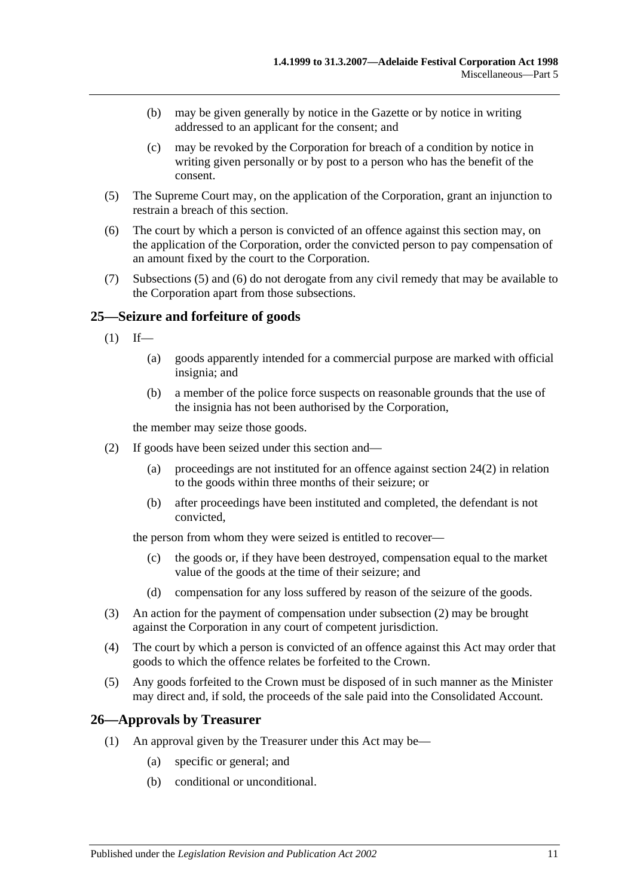(b) may be given generally by notice in the Gazette or by notice in writing addressed to an applicant for the consent; and

(c) may be revoked by the Corporation for breach of a condition by notice in writing given personally or by post to a person who has the benefit of the consent.

(5) The Supreme Court may, on the application of the Corporation, grant an injunction to restrain a breach of this section.

(6) The court by which a person is convicted of an offence against this section may, on the application of the Corporation, order the convicted person to pay compensation of an amount fixed by the court to the Corporation.

(7) Subsections (5) and (6) do not derogate from any civil remedy that may be available to the Corporation apart from those subsections.

## 25—Seizure and forfeiture of goods

(1) If—

(a) goods apparently intended for a commercial purpose are marked with official insignia; and

(b) a member of the police force suspects on reasonable grounds that the use of the insignia has not been authorised by the Corporation,

the member may seize those goods.

(2) If goods have been seized under this section and—

(a) proceedings are not instituted for an offence against section 24(2) in relation to the goods within three months of their seizure; or

(b) after proceedings have been instituted and completed, the defendant is not convicted,

the person from whom they were seized is entitled to recover—

(c) the goods or, if they have been destroyed, compensation equal to the market value of the goods at the time of their seizure; and

(d) compensation for any loss suffered by reason of the seizure of the goods.

(3) An action for the payment of compensation under subsection (2) may be brought against the Corporation in any court of competent jurisdiction.

(4) The court by which a person is convicted of an offence against this Act may order that goods to which the offence relates be forfeited to the Crown.

(5) Any goods forfeited to the Crown must be disposed of in such manner as the Minister may direct and, if sold, the proceeds of the sale paid into the Consolidated Account.

## 26—Approvals by Treasurer

(1) An approval given by the Treasurer under this Act may be—

(a) specific or general; and

(b) conditional or unconditional.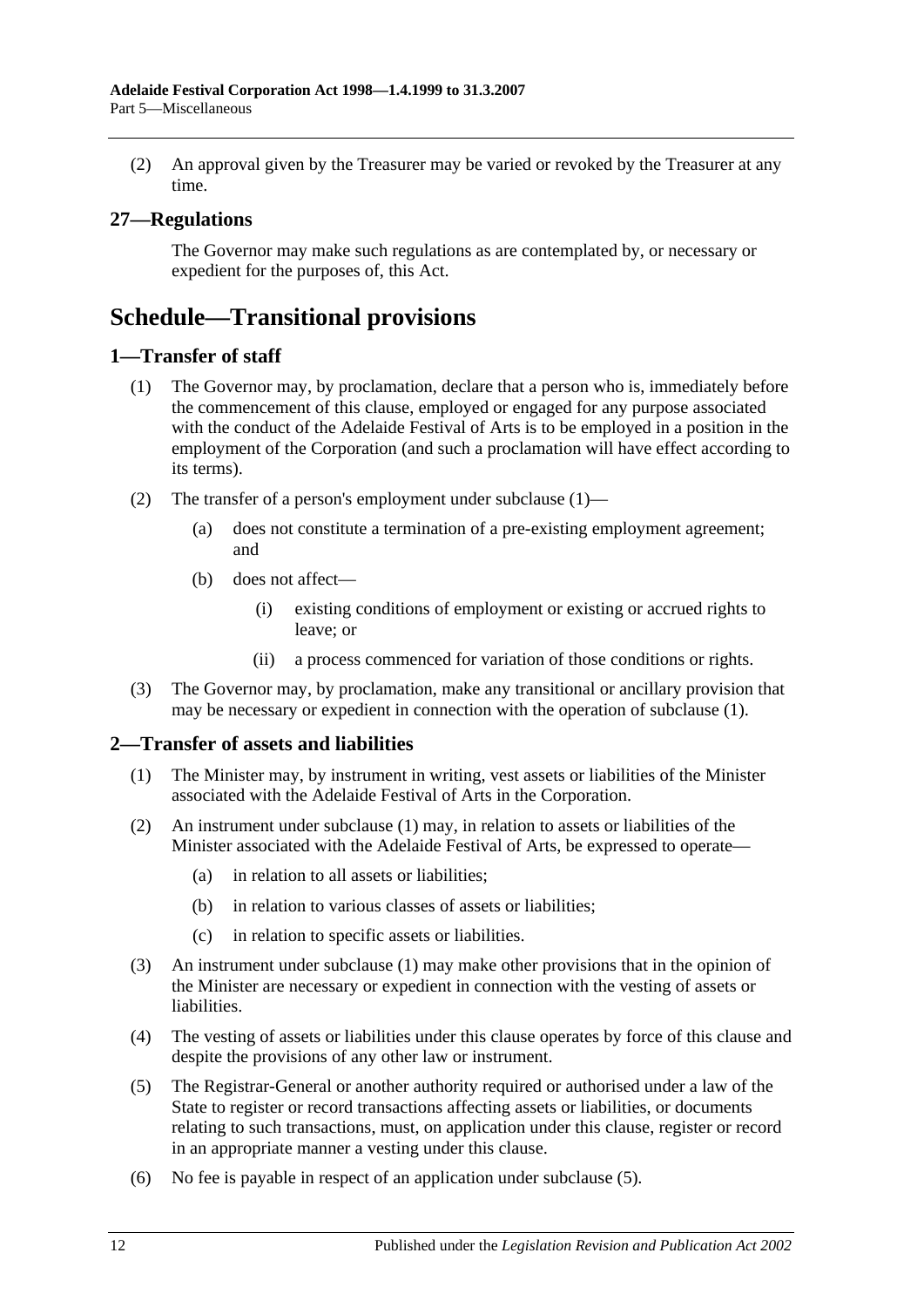(2) An approval given by the Treasurer may be varied or revoked by the Treasurer at any time.

## 27—Regulations

The Governor may make such regulations as are contemplated by, or necessary or expedient for the purposes of, this Act.

# Schedule—Transitional provisions

## 1—Transfer of staff

(1) The Governor may, by proclamation, declare that a person who is, immediately before the commencement of this clause, employed or engaged for any purpose associated with the conduct of the Adelaide Festival of Arts is to be employed in a position in the employment of the Corporation (and such a proclamation will have effect according to its terms).

(2) The transfer of a person's employment under subclause (1)—

(a) does not constitute a termination of a pre-existing employment agreement; and

(b) does not affect—

(i) existing conditions of employment or existing or accrued rights to leave; or

(ii) a process commenced for variation of those conditions or rights.

(3) The Governor may, by proclamation, make any transitional or ancillary provision that may be necessary or expedient in connection with the operation of subclause (1).

## 2—Transfer of assets and liabilities

(1) The Minister may, by instrument in writing, vest assets or liabilities of the Minister associated with the Adelaide Festival of Arts in the Corporation.

(2) An instrument under subclause (1) may, in relation to assets or liabilities of the Minister associated with the Adelaide Festival of Arts, be expressed to operate—

(a) in relation to all assets or liabilities;

(b) in relation to various classes of assets or liabilities;

(c) in relation to specific assets or liabilities.

(3) An instrument under subclause (1) may make other provisions that in the opinion of the Minister are necessary or expedient in connection with the vesting of assets or liabilities.

(4) The vesting of assets or liabilities under this clause operates by force of this clause and despite the provisions of any other law or instrument.

(5) The Registrar-General or another authority required or authorised under a law of the State to register or record transactions affecting assets or liabilities, or documents relating to such transactions, must, on application under this clause, register or record in an appropriate manner a vesting under this clause.

(6) No fee is payable in respect of an application under subclause (5).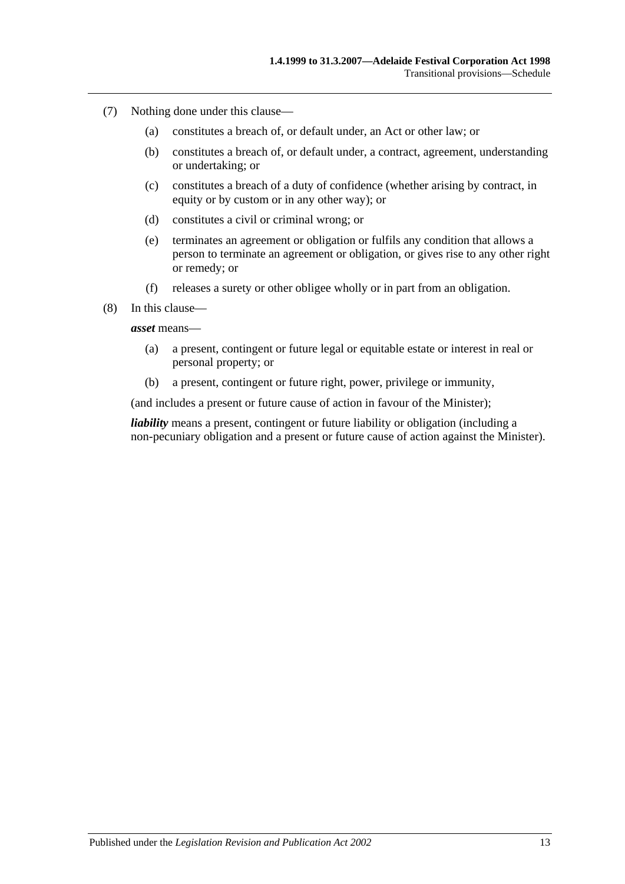(7) Nothing done under this clause—

- (a) constitutes a breach of, or default under, an Act or other law; or
- (b) constitutes a breach of, or default under, a contract, agreement, understanding or undertaking; or
- (c) constitutes a breach of a duty of confidence (whether arising by contract, in equity or by custom or in any other way); or
- (d) constitutes a civil or criminal wrong; or
- (e) terminates an agreement or obligation or fulfils any condition that allows a person to terminate an agreement or obligation, or gives rise to any other right or remedy; or
- (f) releases a surety or other obligee wholly or in part from an obligation.

(8) In this clause—

***asset*** means—

- (a) a present, contingent or future legal or equitable estate or interest in real or personal property; or
- (b) a present, contingent or future right, power, privilege or immunity,

(and includes a present or future cause of action in favour of the Minister);

***liability*** means a present, contingent or future liability or obligation (including a non-pecuniary obligation and a present or future cause of action against the Minister).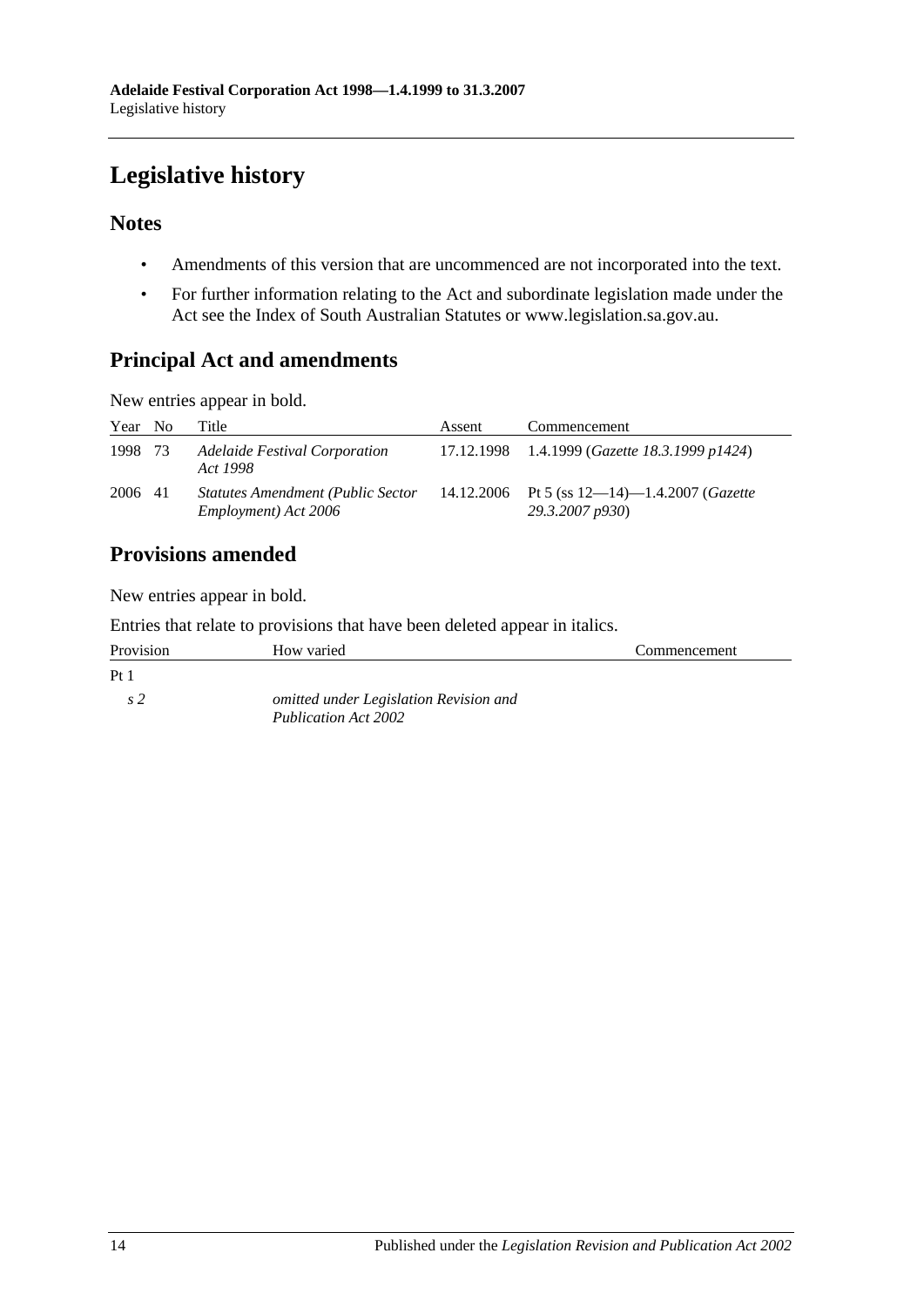# Legislative history

## Notes

- Amendments of this version that are uncommenced are not incorporated into the text.
- For further information relating to the Act and subordinate legislation made under the Act see the Index of South Australian Statutes or www.legislation.sa.gov.au.

## Principal Act and amendments

New entries appear in bold.

| Year | No | Title | Assent | Commencement |
|---|---|---|---|---|
| 1998 | 73 | *Adelaide Festival Corporation Act 1998* | 17.12.1998 | 1.4.1999 (*Gazette 18.3.1999 p1424*) |
| 2006 | 41 | *Statutes Amendment (Public Sector Employment) Act 2006* | 14.12.2006 | Pt 5 (ss 12—14)—1.4.2007 (*Gazette 29.3.2007 p930*) |

## Provisions amended

New entries appear in bold.

Entries that relate to provisions that have been deleted appear in italics.

| Provision | How varied | Commencement |
|---|---|---|
| Pt 1 | | |
| *s 2* | *omitted under Legislation Revision and Publication Act 2002* | |